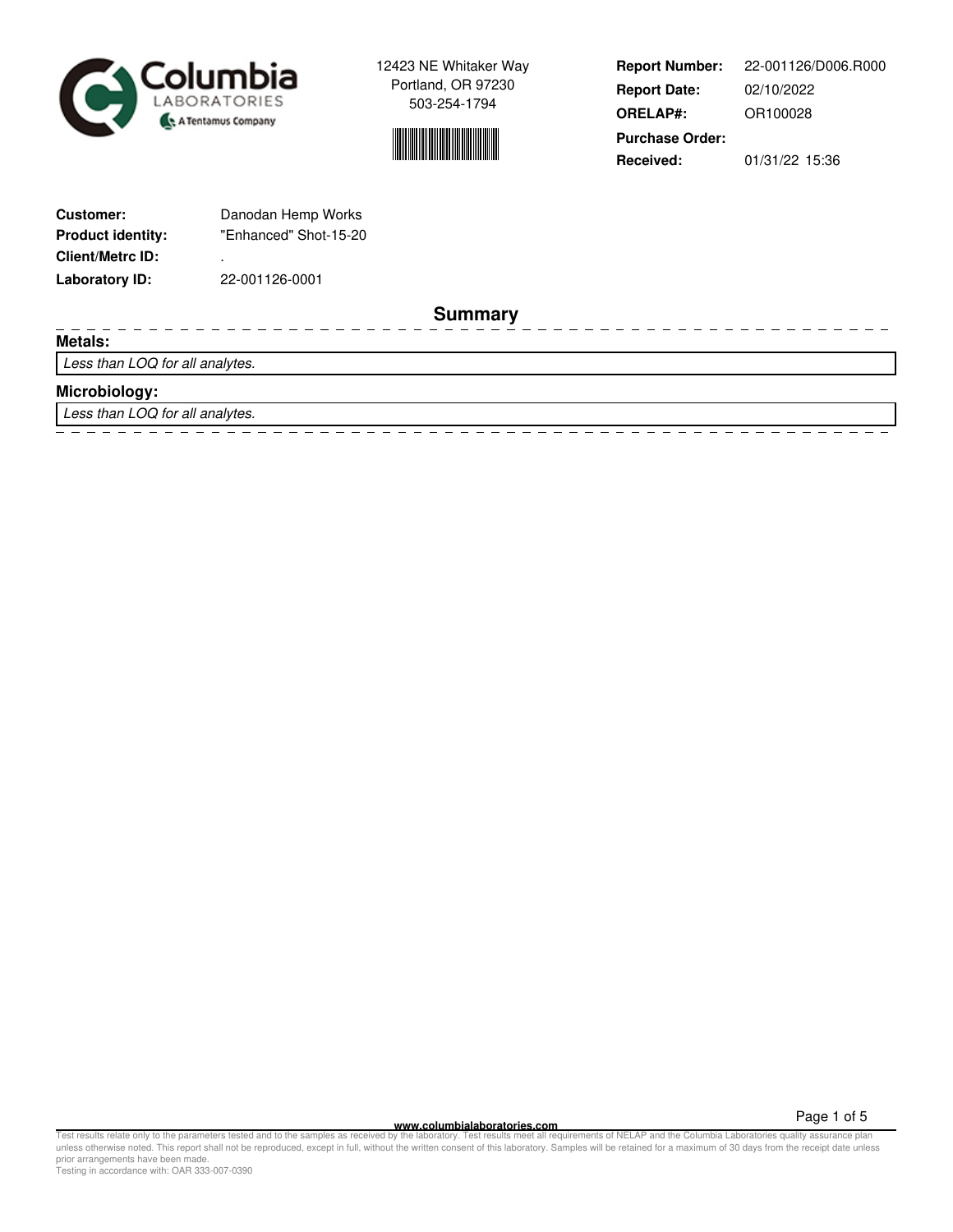Columbia LABORATORIES
A Tentamus Company

12423 NE Whitaker Way
Portland, OR 97230
503-254-1794

| | |
|---|---|
| **Report Number:** | 22-001126/D006.R000 |
| **Report Date:** | 02/10/2022 |
| **ORELAP#:** | OR100028 |
| **Purchase Order:** | |
| **Received:** | 01/31/22 15:36 |

| | |
|---|---|
| **Customer:** | Danodan Hemp Works |
| **Product identity:** | "Enhanced" Shot-15-20 |
| **Client/Metrc ID:** | . |
| **Laboratory ID:** | 22-001126-0001 |

## Summary

**Metals:**

*Less than LOQ for all analytes.*

**Microbiology:**

*Less than LOQ for all analytes.*

www.columbialaboratories.com

Test results relate only to the parameters tested and to the samples as received by the laboratory. Test results meet all requirements of NELAP and the Columbia Laboratories quality assurance plan unless otherwise noted. This report shall not be reproduced, except in full, without the written consent of this laboratory. Samples will be retained for a maximum of 30 days from the receipt date unless prior arrangements have been made.
Testing in accordance with: OAR 333-007-0390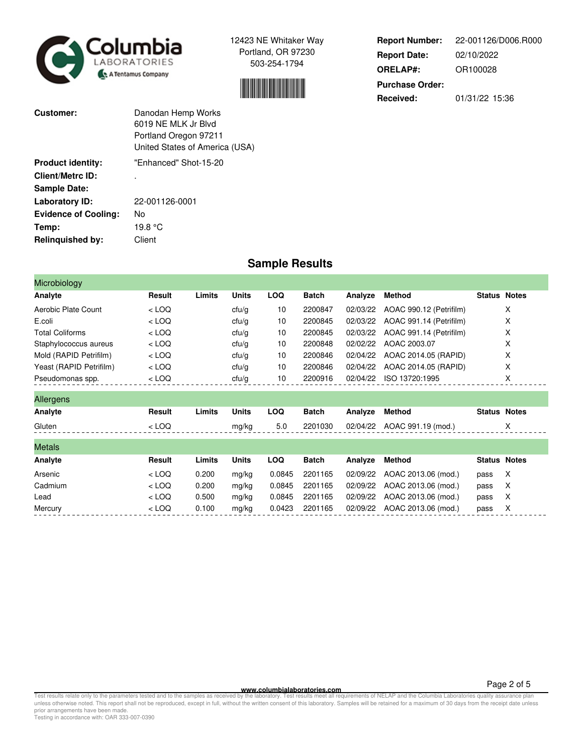Columbia LABORATORIES A Tentamus Company

12423 NE Whitaker Way
Portland, OR 97230
503-254-1794

**Report Number:** 22-001126/D006.R000
**Report Date:** 02/10/2022
**ORELAP#:** OR100028
**Purchase Order:**
**Received:** 01/31/22 15:36

**Customer:** Danodan Hemp Works
6019 NE MLK Jr Blvd
Portland Oregon 97211
United States of America (USA)

**Product identity:** "Enhanced" Shot-15-20
**Client/Metrc ID:** .
**Sample Date:**
**Laboratory ID:** 22-001126-0001
**Evidence of Cooling:** No
**Temp:** 19.8 °C
**Relinquished by:** Client

## Sample Results

### Microbiology

| Analyte | Result | Limits | Units | LOQ | Batch | Analyze | Method | Status | Notes |
|---|---|---|---|---|---|---|---|---|---|
| Aerobic Plate Count | < LOQ | | cfu/g | 10 | 2200847 | 02/03/22 | AOAC 990.12 (Petrifilm) | | X |
| E.coli | < LOQ | | cfu/g | 10 | 2200845 | 02/03/22 | AOAC 991.14 (Petrifilm) | | X |
| Total Coliforms | < LOQ | | cfu/g | 10 | 2200845 | 02/03/22 | AOAC 991.14 (Petrifilm) | | X |
| Staphylococcus aureus | < LOQ | | cfu/g | 10 | 2200848 | 02/02/22 | AOAC 2003.07 | | X |
| Mold (RAPID Petrifilm) | < LOQ | | cfu/g | 10 | 2200846 | 02/04/22 | AOAC 2014.05 (RAPID) | | X |
| Yeast (RAPID Petrifilm) | < LOQ | | cfu/g | 10 | 2200846 | 02/04/22 | AOAC 2014.05 (RAPID) | | X |
| Pseudomonas spp. | < LOQ | | cfu/g | 10 | 2200916 | 02/04/22 | ISO 13720:1995 | | X |

### Allergens

| Analyte | Result | Limits | Units | LOQ | Batch | Analyze | Method | Status | Notes |
|---|---|---|---|---|---|---|---|---|---|
| Gluten | < LOQ | | mg/kg | 5.0 | 2201030 | 02/04/22 | AOAC 991.19 (mod.) | | X |

### Metals

| Analyte | Result | Limits | Units | LOQ | Batch | Analyze | Method | Status | Notes |
|---|---|---|---|---|---|---|---|---|---|
| Arsenic | < LOQ | 0.200 | mg/kg | 0.0845 | 2201165 | 02/09/22 | AOAC 2013.06 (mod.) | pass | X |
| Cadmium | < LOQ | 0.200 | mg/kg | 0.0845 | 2201165 | 02/09/22 | AOAC 2013.06 (mod.) | pass | X |
| Lead | < LOQ | 0.500 | mg/kg | 0.0845 | 2201165 | 02/09/22 | AOAC 2013.06 (mod.) | pass | X |
| Mercury | < LOQ | 0.100 | mg/kg | 0.0423 | 2201165 | 02/09/22 | AOAC 2013.06 (mod.) | pass | X |

www.columbialaboratories.com

Test results relate only to the parameters tested and to the samples as received by the laboratory. Test results meet all requirements of NELAP and the Columbia Laboratories quality assurance plan unless otherwise noted. This report shall not be reproduced, except in full, without the written consent of this laboratory. Samples will be retained for a maximum of 30 days from the receipt date unless prior arrangements have been made.
Testing in accordance with: OAR 333-007-0390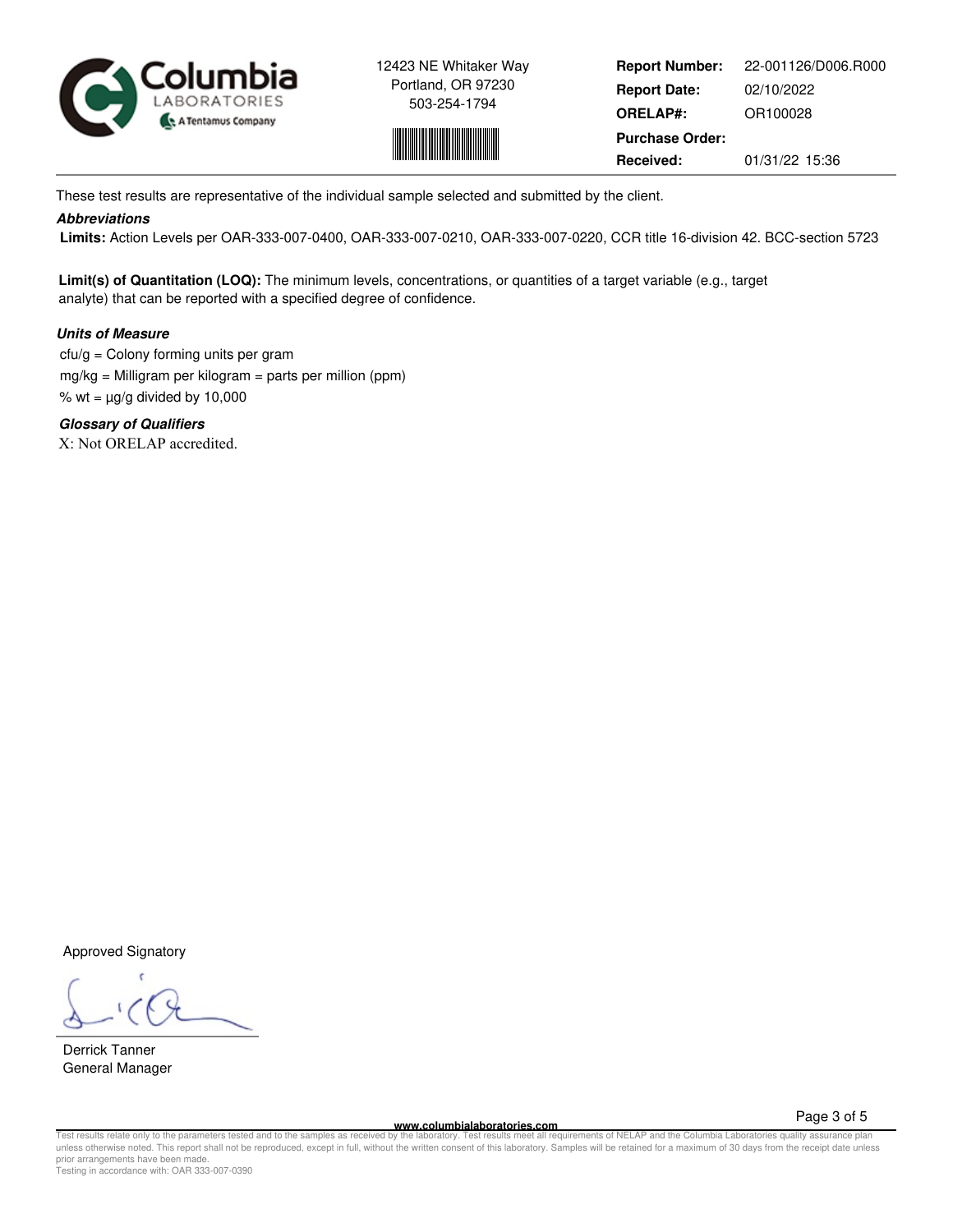Columbia LABORATORIES A Tentamus Company

12423 NE Whitaker Way
Portland, OR 97230
503-254-1794

| | |
|---|---|
| **Report Number:** | 22-001126/D006.R000 |
| **Report Date:** | 02/10/2022 |
| **ORELAP#:** | OR100028 |
| **Purchase Order:** | |
| **Received:** | 01/31/22 15:36 |

These test results are representative of the individual sample selected and submitted by the client.

***Abbreviations***

**Limits:** Action Levels per OAR-333-007-0400, OAR-333-007-0210, OAR-333-007-0220, CCR title 16-division 42. BCC-section 5723

**Limit(s) of Quantitation (LOQ):** The minimum levels, concentrations, or quantities of a target variable (e.g., target analyte) that can be reported with a specified degree of confidence.

***Units of Measure***

cfu/g = Colony forming units per gram

mg/kg = Milligram per kilogram = parts per million (ppm)

% wt = µg/g divided by 10,000

***Glossary of Qualifiers***

X: Not ORELAP accredited.

Approved Signatory

Derrick Tanner
General Manager

www.columbialaboratories.com

Test results relate only to the parameters tested and to the samples as received by the laboratory. Test results meet all requirements of NELAP and the Columbia Laboratories quality assurance plan unless otherwise noted. This report shall not be reproduced, except in full, without the written consent of this laboratory. Samples will be retained for a maximum of 30 days from the receipt date unless prior arrangements have been made.
Testing in accordance with: OAR 333-007-0390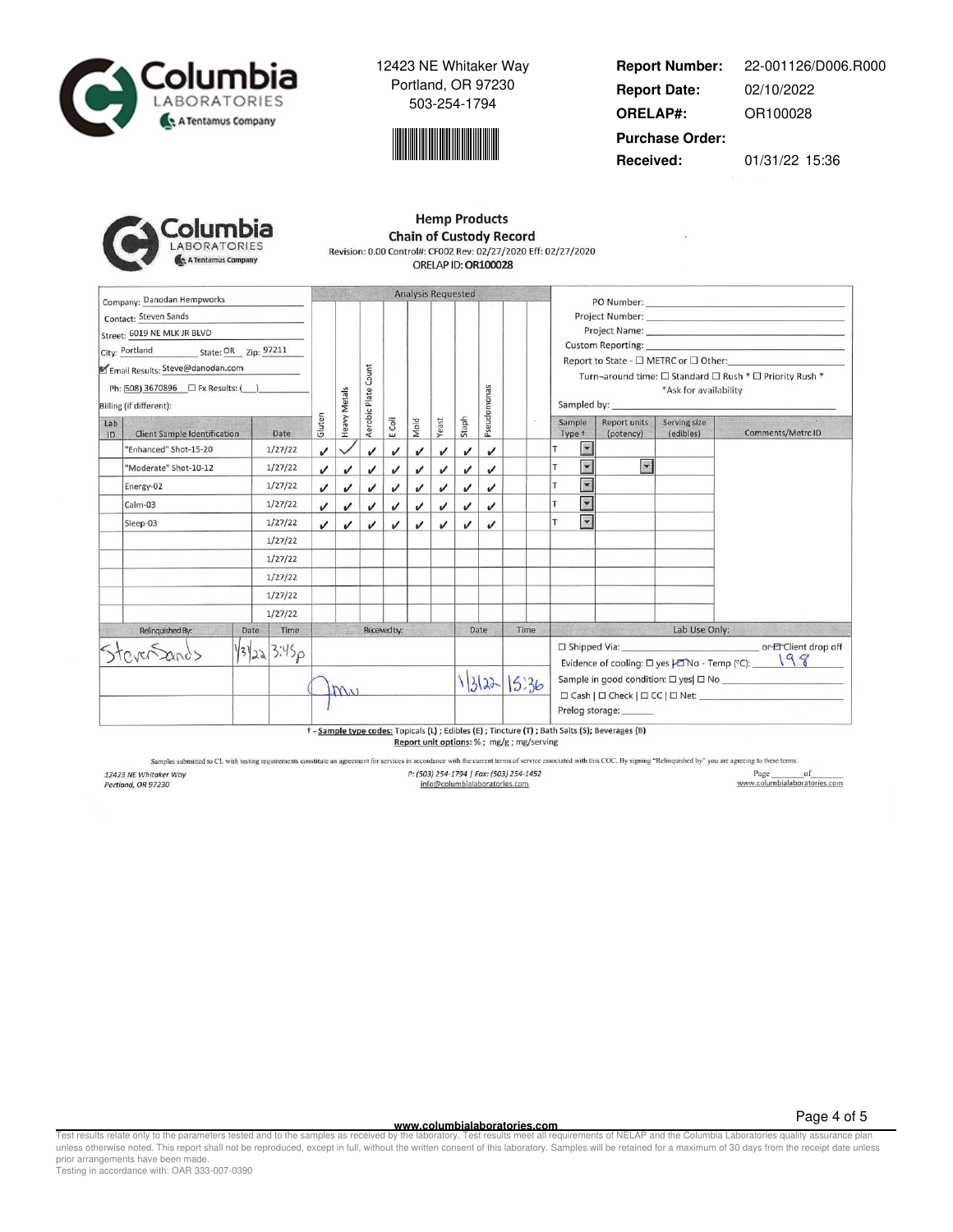Columbia LABORATORIES A Tentamus Company

12423 NE Whitaker Way
Portland, OR 97230
503-254-1794

**Report Number:** 22-001126/D006.R000
**Report Date:** 02/10/2022
**ORELAP#:** OR100028
**Purchase Order:**
**Received:** 01/31/22 15:36

## Hemp Products
## Chain of Custody Record

Revision: 0.00 Control#: CF002 Rev: 02/27/2020 Eff: 02/27/2020
ORELAP ID: **OR100028**

Company: Danodan Hempworks
Contact: Steven Sands
Street: 6019 NE MLK JR BLVD
City: Portland State: OR Zip: 97211
☑ Email Results: Steve@danodan.com
Ph: (508) 3670896 ☐ Fx Results: (___)
Billing (if different):

PO Number:
Project Number:
Project Name:
Custom Reporting:
Report to State - ☐ METRC or ☐ Other:
Turn-around time: ☐ Standard ☐ Rush * ☐ Priority Rush *
*Ask for availability
Sampled by:

| Lab ID | Client Sample Identification | Date | Gluten | Heavy Metals | Aerobic Plate Count | E Coli | Mold | Yeast | Staph | Pseudomonas | | | Sample Type † | Report units (potency) | Serving size (edibles) | Comments/Metrc ID |
|---|---|---|---|---|---|---|---|---|---|---|---|---|---|---|---|---|
| | "Enhanced" Shot-15-20 | 1/27/22 | ✓ | ✓ | ✓ | ✓ | ✓ | ✓ | ✓ | ✓ | | | T | | | |
| | "Moderate" Shot-10-12 | 1/27/22 | ✓ | ✓ | ✓ | ✓ | ✓ | ✓ | ✓ | ✓ | | | T | | | |
| | Energy-02 | 1/27/22 | ✓ | ✓ | ✓ | ✓ | ✓ | ✓ | ✓ | ✓ | | | T | | | |
| | Calm-03 | 1/27/22 | ✓ | ✓ | ✓ | ✓ | ✓ | ✓ | ✓ | ✓ | | | T | | | |
| | Sleep-03 | 1/27/22 | ✓ | ✓ | ✓ | ✓ | ✓ | ✓ | ✓ | ✓ | | | T | | | |
| | | 1/27/22 | | | | | | | | | | | | | | |
| | | 1/27/22 | | | | | | | | | | | | | | |
| | | 1/27/22 | | | | | | | | | | | | | | |
| | | 1/27/22 | | | | | | | | | | | | | | |
| | | 1/27/22 | | | | | | | | | | | | | | |

| Relinquished By: | Date | Time | Received by: | Date | Time |
|---|---|---|---|---|---|
| Steven Sands | 1/31/22 | 3:45p | | | |
| | | | Jmu | 1/31/22 | 15:36 |
| | | | | | |

**Lab Use Only:**
☐ Shipped Via: ______ or ☑ Client drop off
Evidence of cooling: ☐ yes ☑ No - Temp (°C): 19.8
Sample in good condition: ☐ yes ☐ No
☐ Cash | ☐ Check | ☐ CC | ☐ Net:
Prelog storage:

† - **Sample type codes:** Topicals (L) ; Edibles (E) ; Tincture (T) ; Bath Salts (S); Beverages (B)
**Report unit options:** % ; mg/g ; mg/serving

Samples submitted to CL with testing requirements constitute an agreement for services in accordance with the current terms of service associated with this COC. By signing "Relinquished by" you are agreeing to these terms.

12423 NE Whitaker Way
Portland, OR 97230

P: (503) 254-1794 | Fax: (503) 254-1452
info@columbialaboratories.com

Page ____ of ____
www.columbialaboratories.com

www.columbialaboratories.com

Test results relate only to the parameters tested and to the samples as received by the laboratory. Test results meet all requirements of NELAP and the Columbia Laboratories quality assurance plan unless otherwise noted. This report shall not be reproduced, except in full, without the written consent of this laboratory. Samples will be retained for a maximum of 30 days from the receipt date unless prior arrangements have been made.
Testing in accordance with: OAR 333-007-0390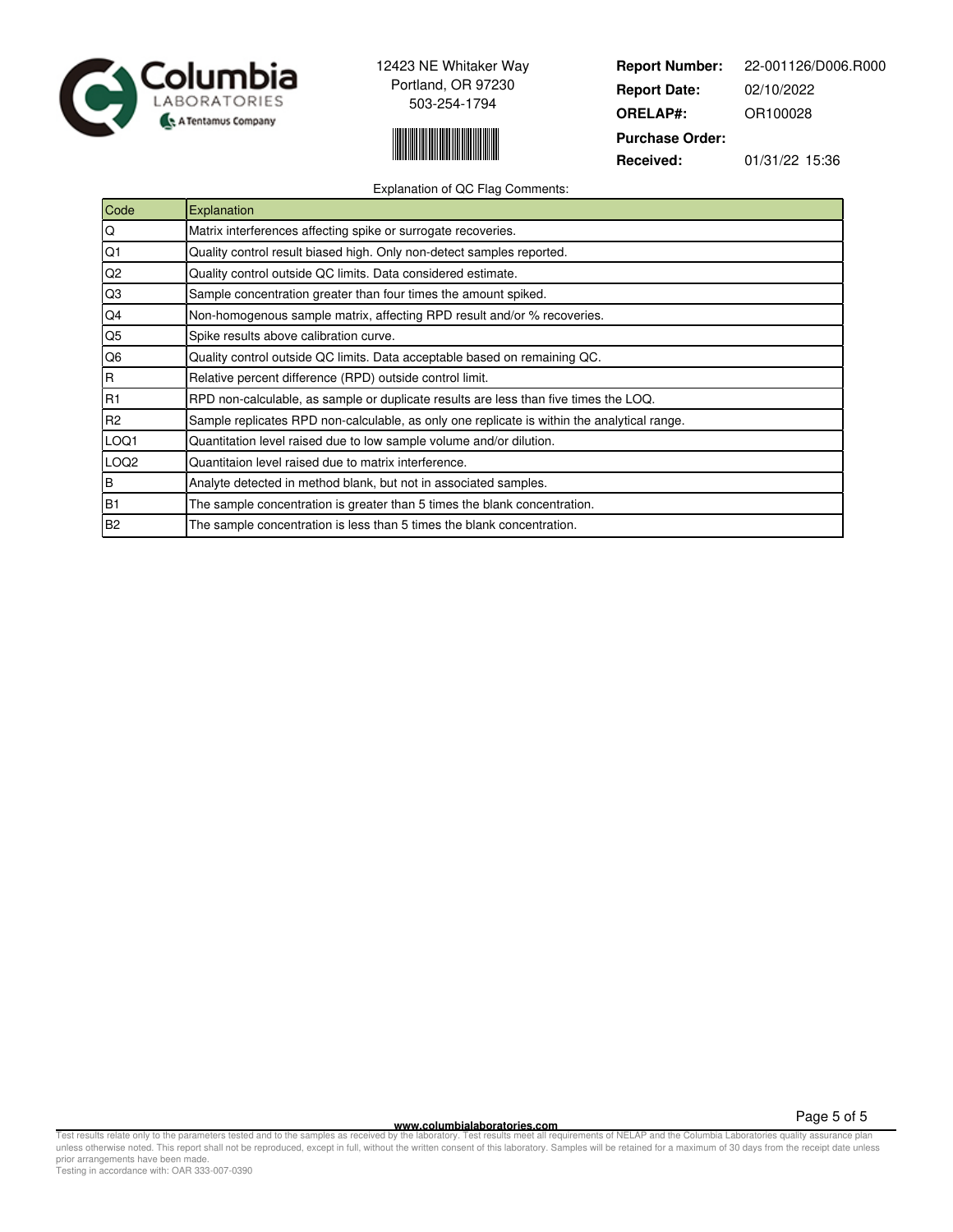12423 NE Whitaker Way
Portland, OR 97230
503-254-1794

**Report Number:** 22-001126/D006.R000
**Report Date:** 02/10/2022
**ORELAP#:** OR100028
**Purchase Order:**
**Received:** 01/31/22 15:36

Explanation of QC Flag Comments:

| Code | Explanation |
|---|---|
| Q | Matrix interferences affecting spike or surrogate recoveries. |
| Q1 | Quality control result biased high. Only non-detect samples reported. |
| Q2 | Quality control outside QC limits. Data considered estimate. |
| Q3 | Sample concentration greater than four times the amount spiked. |
| Q4 | Non-homogenous sample matrix, affecting RPD result and/or % recoveries. |
| Q5 | Spike results above calibration curve. |
| Q6 | Quality control outside QC limits. Data acceptable based on remaining QC. |
| R | Relative percent difference (RPD) outside control limit. |
| R1 | RPD non-calculable, as sample or duplicate results are less than five times the LOQ. |
| R2 | Sample replicates RPD non-calculable, as only one replicate is within the analytical range. |
| LOQ1 | Quantitation level raised due to low sample volume and/or dilution. |
| LOQ2 | Quantitaion level raised due to matrix interference. |
| B | Analyte detected in method blank, but not in associated samples. |
| B1 | The sample concentration is greater than 5 times the blank concentration. |
| B2 | The sample concentration is less than 5 times the blank concentration. |

www.columbialaboratories.com

Test results relate only to the parameters tested and to the samples as received by the laboratory. Test results meet all requirements of NELAP and the Columbia Laboratories quality assurance plan unless otherwise noted. This report shall not be reproduced, except in full, without the written consent of this laboratory. Samples will be retained for a maximum of 30 days from the receipt date unless prior arrangements have been made.
Testing in accordance with: OAR 333-007-0390